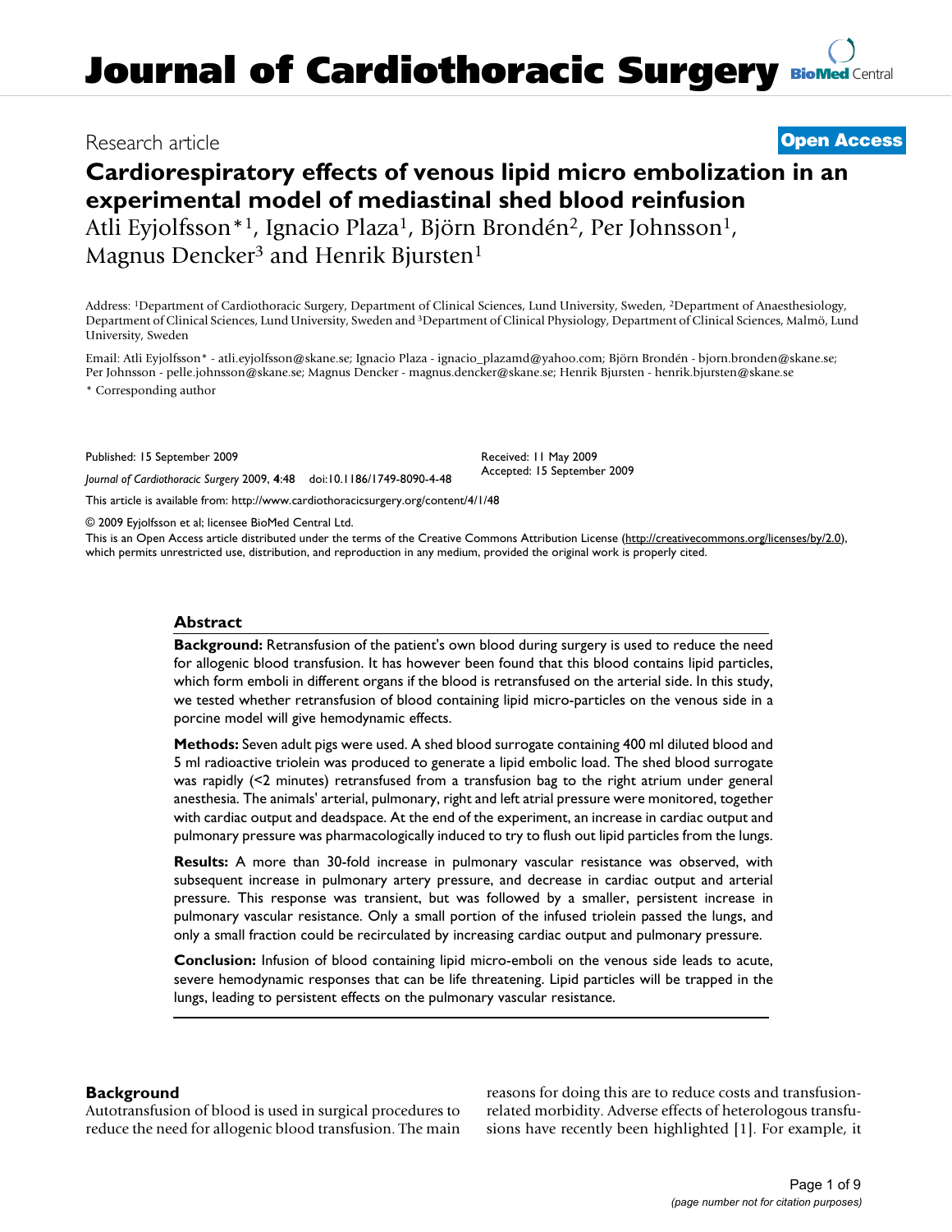# Journal of Cardiothoracic Surgery

Research article

**Open Access**

## Cardiorespiratory effects of venous lipid micro embolization in an experimental model of mediastinal shed blood reinfusion

Atli Eyjolfsson*[1], Ignacio Plaza[1], Björn Brondén[2], Per Johnsson[1], Magnus Dencker[3] and Henrik Bjursten[1]

Address: [1]Department of Cardiothoracic Surgery, Department of Clinical Sciences, Lund University, Sweden, [2]Department of Anaesthesiology, Department of Clinical Sciences, Lund University, Sweden and [3]Department of Clinical Physiology, Department of Clinical Sciences, Malmö, Lund University, Sweden

Email: Atli Eyjolfsson* - atli.eyjolfsson@skane.se; Ignacio Plaza - ignacio_plazamd@yahoo.com; Björn Brondén - bjorn.bronden@skane.se; Per Johnsson - pelle.johnsson@skane.se; Magnus Dencker - magnus.dencker@skane.se; Henrik Bjursten - henrik.bjursten@skane.se

\* Corresponding author

Published: 15 September 2009

*Journal of Cardiothoracic Surgery* 2009, **4**:48 doi:10.1186/1749-8090-4-48

Received: 11 May 2009
Accepted: 15 September 2009

This article is available from: http://www.cardiothoracicsurgery.org/content/4/1/48

© 2009 Eyjolfsson et al; licensee BioMed Central Ltd.

This is an Open Access article distributed under the terms of the Creative Commons Attribution License (http://creativecommons.org/licenses/by/2.0), which permits unrestricted use, distribution, and reproduction in any medium, provided the original work is properly cited.

### Abstract

**Background:** Retransfusion of the patient's own blood during surgery is used to reduce the need for allogenic blood transfusion. It has however been found that this blood contains lipid particles, which form emboli in different organs if the blood is retransfused on the arterial side. In this study, we tested whether retransfusion of blood containing lipid micro-particles on the venous side in a porcine model will give hemodynamic effects.

**Methods:** Seven adult pigs were used. A shed blood surrogate containing 400 ml diluted blood and 5 ml radioactive triolein was produced to generate a lipid embolic load. The shed blood surrogate was rapidly (<2 minutes) retransfused from a transfusion bag to the right atrium under general anesthesia. The animals' arterial, pulmonary, right and left atrial pressure were monitored, together with cardiac output and deadspace. At the end of the experiment, an increase in cardiac output and pulmonary pressure was pharmacologically induced to try to flush out lipid particles from the lungs.

**Results:** A more than 30-fold increase in pulmonary vascular resistance was observed, with subsequent increase in pulmonary artery pressure, and decrease in cardiac output and arterial pressure. This response was transient, but was followed by a smaller, persistent increase in pulmonary vascular resistance. Only a small portion of the infused triolein passed the lungs, and only a small fraction could be recirculated by increasing cardiac output and pulmonary pressure.

**Conclusion:** Infusion of blood containing lipid micro-emboli on the venous side leads to acute, severe hemodynamic responses that can be life threatening. Lipid particles will be trapped in the lungs, leading to persistent effects on the pulmonary vascular resistance.

### Background

Autotransfusion of blood is used in surgical procedures to reduce the need for allogenic blood transfusion. The main reasons for doing this are to reduce costs and transfusion-related morbidity. Adverse effects of heterologous transfusions have recently been highlighted [1]. For example, it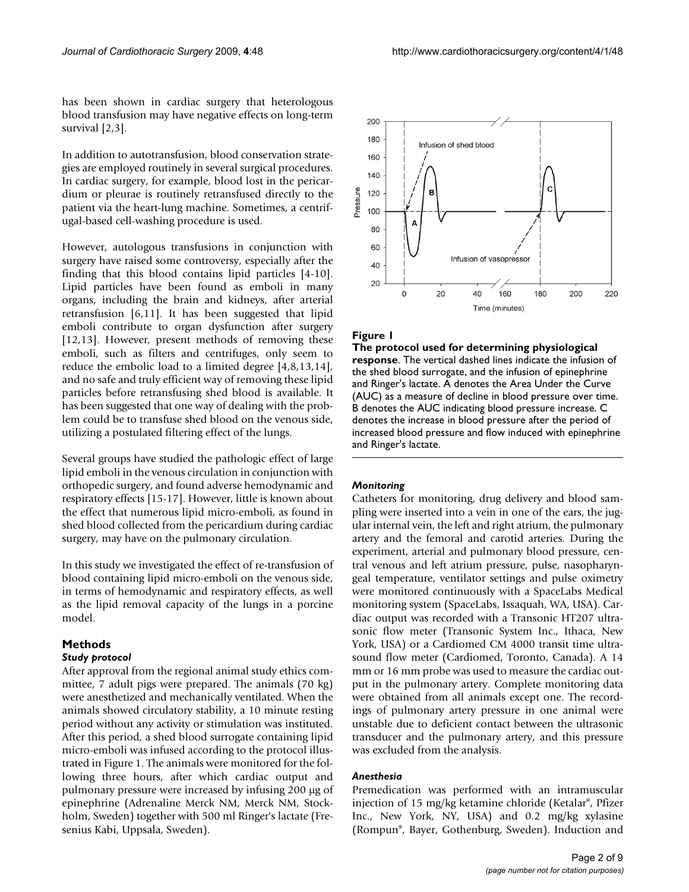has been shown in cardiac surgery that heterologous blood transfusion may have negative effects on long-term survival [2,3].

In addition to autotransfusion, blood conservation strategies are employed routinely in several surgical procedures. In cardiac surgery, for example, blood lost in the pericardium or pleurae is routinely retransfused directly to the patient via the heart-lung machine. Sometimes, a centrifugal-based cell-washing procedure is used.

However, autologous transfusions in conjunction with surgery have raised some controversy, especially after the finding that this blood contains lipid particles [4-10]. Lipid particles have been found as emboli in many organs, including the brain and kidneys, after arterial retransfusion [6,11]. It has been suggested that lipid emboli contribute to organ dysfunction after surgery [12,13]. However, present methods of removing these emboli, such as filters and centrifuges, only seem to reduce the embolic load to a limited degree [4,8,13,14], and no safe and truly efficient way of removing these lipid particles before retransfusing shed blood is available. It has been suggested that one way of dealing with the problem could be to transfuse shed blood on the venous side, utilizing a postulated filtering effect of the lungs.

Several groups have studied the pathologic effect of large lipid emboli in the venous circulation in conjunction with orthopedic surgery, and found adverse hemodynamic and respiratory effects [15-17]. However, little is known about the effect that numerous lipid micro-emboli, as found in shed blood collected from the pericardium during cardiac surgery, may have on the pulmonary circulation.

In this study we investigated the effect of re-transfusion of blood containing lipid micro-emboli on the venous side, in terms of hemodynamic and respiratory effects, as well as the lipid removal capacity of the lungs in a porcine model.

## Methods

### *Study protocol*

After approval from the regional animal study ethics committee, 7 adult pigs were prepared. The animals (70 kg) were anesthetized and mechanically ventilated. When the animals showed circulatory stability, a 10 minute resting period without any activity or stimulation was instituted. After this period, a shed blood surrogate containing lipid micro-emboli was infused according to the protocol illustrated in Figure 1. The animals were monitored for the following three hours, after which cardiac output and pulmonary pressure were increased by infusing 200 μg of epinephrine (Adrenaline Merck NM, Merck NM, Stockholm, Sweden) together with 500 ml Ringer's lactate (Fresenius Kabi, Uppsala, Sweden).

**Figure 1**

**The protocol used for determining physiological response**. The vertical dashed lines indicate the infusion of the shed blood surrogate, and the infusion of epinephrine and Ringer's lactate. A denotes the Area Under the Curve (AUC) as a measure of decline in blood pressure over time. B denotes the AUC indicating blood pressure increase. C denotes the increase in blood pressure after the period of increased blood pressure and flow induced with epinephrine and Ringer's lactate.

### *Monitoring*

Catheters for monitoring, drug delivery and blood sampling were inserted into a vein in one of the ears, the jugular internal vein, the left and right atrium, the pulmonary artery and the femoral and carotid arteries. During the experiment, arterial and pulmonary blood pressure, central venous and left atrium pressure, pulse, nasopharyngeal temperature, ventilator settings and pulse oximetry were monitored continuously with a SpaceLabs Medical monitoring system (SpaceLabs, Issaquah, WA, USA). Cardiac output was recorded with a Transonic HT207 ultrasonic flow meter (Transonic System Inc., Ithaca, New York, USA) or a Cardiomed CM 4000 transit time ultrasound flow meter (Cardiomed, Toronto, Canada). A 14 mm or 16 mm probe was used to measure the cardiac output in the pulmonary artery. Complete monitoring data were obtained from all animals except one. The recordings of pulmonary artery pressure in one animal were unstable due to deficient contact between the ultrasonic transducer and the pulmonary artery, and this pressure was excluded from the analysis.

### *Anesthesia*

Premedication was performed with an intramuscular injection of 15 mg/kg ketamine chloride (Ketalar®, Pfizer Inc., New York, NY, USA) and 0.2 mg/kg xylasine (Rompun®, Bayer, Gothenburg, Sweden). Induction and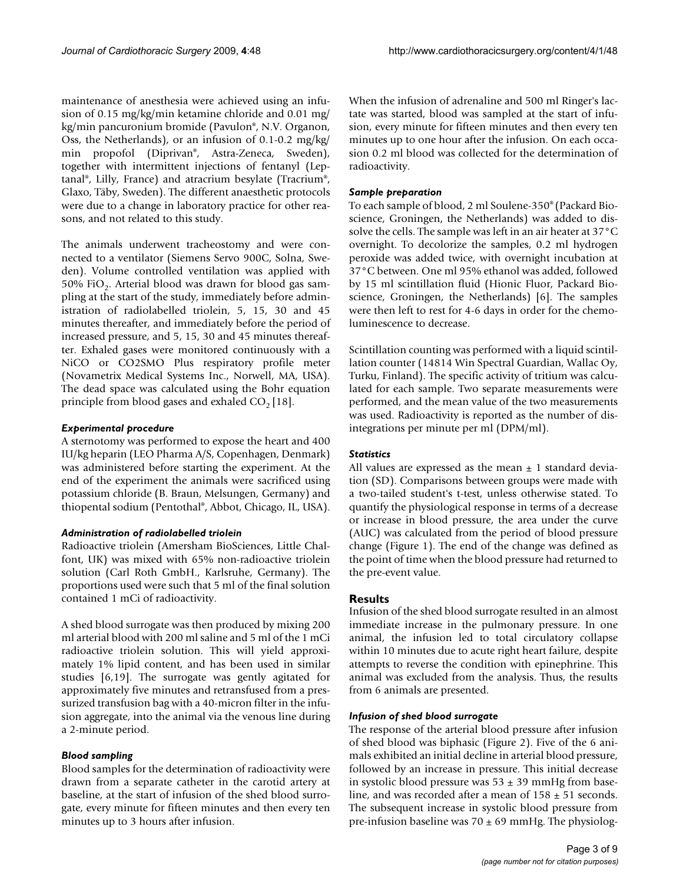maintenance of anesthesia were achieved using an infusion of 0.15 mg/kg/min ketamine chloride and 0.01 mg/kg/min pancuronium bromide (Pavulon®, N.V. Organon, Oss, the Netherlands), or an infusion of 0.1-0.2 mg/kg/min propofol (Diprivan®, Astra-Zeneca, Sweden), together with intermittent injections of fentanyl (Leptanal®, Lilly, France) and atracrium besylate (Tracrium®, Glaxo, Täby, Sweden). The different anaesthetic protocols were due to a change in laboratory practice for other reasons, and not related to this study.

The animals underwent tracheostomy and were connected to a ventilator (Siemens Servo 900C, Solna, Sweden). Volume controlled ventilation was applied with 50% $FiO_2$. Arterial blood was drawn for blood gas sampling at the start of the study, immediately before administration of radiolabelled triolein, 5, 15, 30 and 45 minutes thereafter, and immediately before the period of increased pressure, and 5, 15, 30 and 45 minutes thereafter. Exhaled gases were monitored continuously with a NiCO or CO2SMO Plus respiratory profile meter (Novametrix Medical Systems Inc., Norwell, MA, USA). The dead space was calculated using the Bohr equation principle from blood gases and exhaled $CO_2$ [18].

### *Experimental procedure*

A sternotomy was performed to expose the heart and 400 IU/kg heparin (LEO Pharma A/S, Copenhagen, Denmark) was administered before starting the experiment. At the end of the experiment the animals were sacrificed using potassium chloride (B. Braun, Melsungen, Germany) and thiopental sodium (Pentothal®, Abbot, Chicago, IL, USA).

### *Administration of radiolabelled triolein*

Radioactive triolein (Amersham BioSciences, Little Chalfont, UK) was mixed with 65% non-radioactive triolein solution (Carl Roth GmbH., Karlsruhe, Germany). The proportions used were such that 5 ml of the final solution contained 1 mCi of radioactivity.

A shed blood surrogate was then produced by mixing 200 ml arterial blood with 200 ml saline and 5 ml of the 1 mCi radioactive triolein solution. This will yield approximately 1% lipid content, and has been used in similar studies [6,19]. The surrogate was gently agitated for approximately five minutes and retransfused from a pressurized transfusion bag with a 40-micron filter in the infusion aggregate, into the animal via the venous line during a 2-minute period.

### *Blood sampling*

Blood samples for the determination of radioactivity were drawn from a separate catheter in the carotid artery at baseline, at the start of infusion of the shed blood surrogate, every minute for fifteen minutes and then every ten minutes up to 3 hours after infusion.

When the infusion of adrenaline and 500 ml Ringer's lactate was started, blood was sampled at the start of infusion, every minute for fifteen minutes and then every ten minutes up to one hour after the infusion. On each occasion 0.2 ml blood was collected for the determination of radioactivity.

### *Sample preparation*

To each sample of blood, 2 ml Soulene-350® (Packard Bioscience, Groningen, the Netherlands) was added to dissolve the cells. The sample was left in an air heater at 37°C overnight. To decolorize the samples, 0.2 ml hydrogen peroxide was added twice, with overnight incubation at 37°C between. One ml 95% ethanol was added, followed by 15 ml scintillation fluid (Hionic Fluor, Packard Bioscience, Groningen, the Netherlands) [6]. The samples were then left to rest for 4-6 days in order for the chemoluminescence to decrease.

Scintillation counting was performed with a liquid scintillation counter (14814 Win Spectral Guardian, Wallac Oy, Turku, Finland). The specific activity of tritium was calculated for each sample. Two separate measurements were performed, and the mean value of the two measurements was used. Radioactivity is reported as the number of disintegrations per minute per ml (DPM/ml).

### *Statistics*

All values are expressed as the mean ± 1 standard deviation (SD). Comparisons between groups were made with a two-tailed student's t-test, unless otherwise stated. To quantify the physiological response in terms of a decrease or increase in blood pressure, the area under the curve (AUC) was calculated from the period of blood pressure change (Figure 1). The end of the change was defined as the point of time when the blood pressure had returned to the pre-event value.

## Results

Infusion of the shed blood surrogate resulted in an almost immediate increase in the pulmonary pressure. In one animal, the infusion led to total circulatory collapse within 10 minutes due to acute right heart failure, despite attempts to reverse the condition with epinephrine. This animal was excluded from the analysis. Thus, the results from 6 animals are presented.

### *Infusion of shed blood surrogate*

The response of the arterial blood pressure after infusion of shed blood was biphasic (Figure 2). Five of the 6 animals exhibited an initial decline in arterial blood pressure, followed by an increase in pressure. This initial decrease in systolic blood pressure was 53 ± 39 mmHg from baseline, and was recorded after a mean of 158 ± 51 seconds. The subsequent increase in systolic blood pressure from pre-infusion baseline was 70 ± 69 mmHg. The physiolog-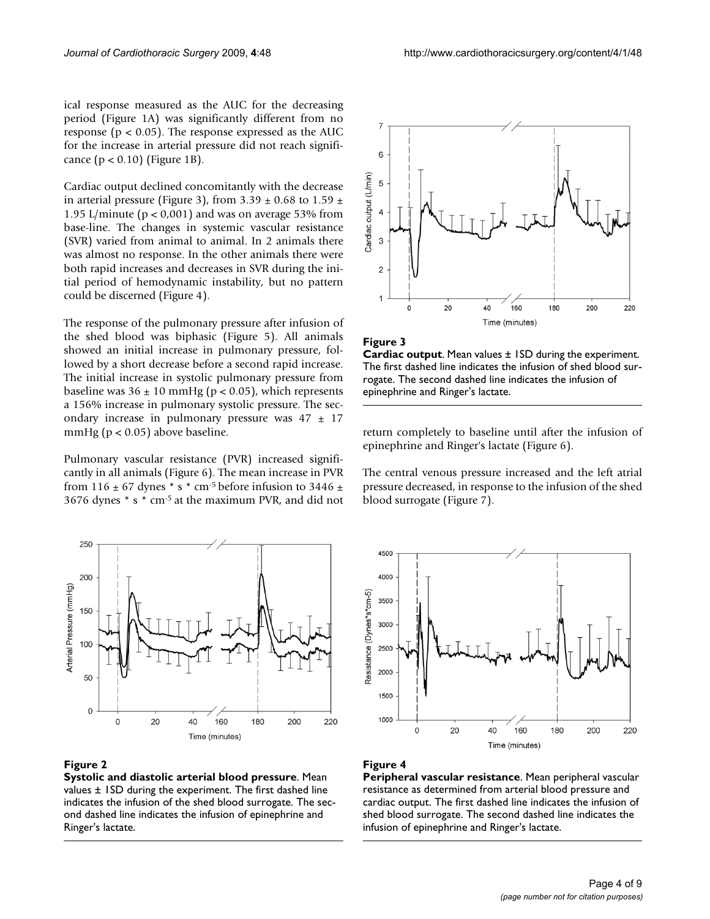ical response measured as the AUC for the decreasing period (Figure 1A) was significantly different from no response ($p < 0.05$). The response expressed as the AUC for the increase in arterial pressure did not reach significance ($p < 0.10$) (Figure 1B).

Cardiac output declined concomitantly with the decrease in arterial pressure (Figure 3), from $3.39 \pm 0.68$ to $1.59 \pm 1.95$ L/minute ($p < 0{,}001$) and was on average 53% from base-line. The changes in systemic vascular resistance (SVR) varied from animal to animal. In 2 animals there was almost no response. In the other animals there were both rapid increases and decreases in SVR during the initial period of hemodynamic instability, but no pattern could be discerned (Figure 4).

The response of the pulmonary pressure after infusion of the shed blood was biphasic (Figure 5). All animals showed an initial increase in pulmonary pressure, followed by a short decrease before a second rapid increase. The initial increase in systolic pulmonary pressure from baseline was $36 \pm 10$ mmHg ($p < 0.05$), which represents a 156% increase in pulmonary systolic pressure. The secondary increase in pulmonary pressure was $47 \pm 17$ mmHg ($p < 0.05$) above baseline.

Pulmonary vascular resistance (PVR) increased significantly in all animals (Figure 6). The mean increase in PVR from $116 \pm 67$ dynes * s * cm$^{-5}$ before infusion to $3446 \pm 3676$ dynes * s * cm$^{-5}$ at the maximum PVR, and did not return completely to baseline until after the infusion of epinephrine and Ringer's lactate (Figure 6).

The central venous pressure increased and the left atrial pressure decreased, in response to the infusion of the shed blood surrogate (Figure 7).

**Figure 3**
**Cardiac output**. Mean values ± 1SD during the experiment. The first dashed line indicates the infusion of shed blood surrogate. The second dashed line indicates the infusion of epinephrine and Ringer's lactate.

**Figure 2**
**Systolic and diastolic arterial blood pressure**. Mean values ± 1SD during the experiment. The first dashed line indicates the infusion of the shed blood surrogate. The second dashed line indicates the infusion of epinephrine and Ringer's lactate.

**Figure 4**
**Peripheral vascular resistance**. Mean peripheral vascular resistance as determined from arterial blood pressure and cardiac output. The first dashed line indicates the infusion of shed blood surrogate. The second dashed line indicates the infusion of epinephrine and Ringer's lactate.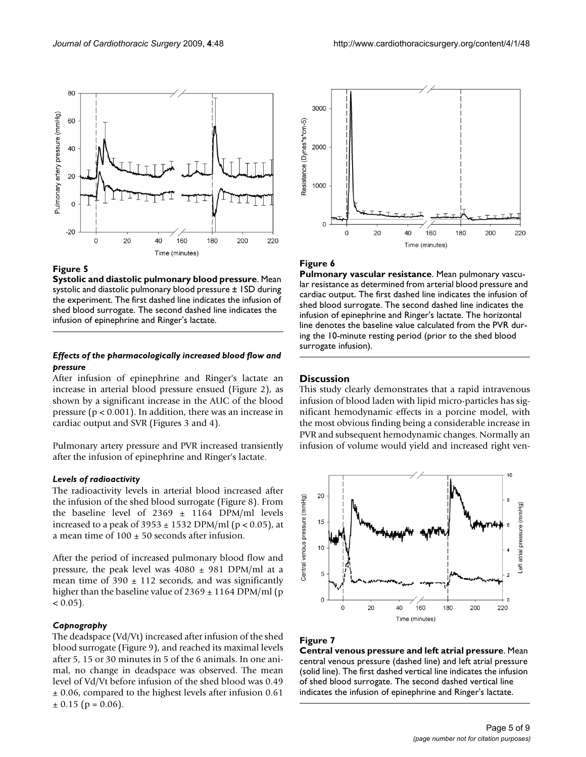**Figure 5**

**Systolic and diastolic pulmonary blood pressure**. Mean systolic and diastolic pulmonary blood pressure ± 1SD during the experiment. The first dashed line indicates the infusion of shed blood surrogate. The second dashed line indicates the infusion of epinephrine and Ringer's lactate.

**Figure 6**

**Pulmonary vascular resistance**. Mean pulmonary vascular resistance as determined from arterial blood pressure and cardiac output. The first dashed line indicates the infusion of shed blood surrogate. The second dashed line indicates the infusion of epinephrine and Ringer's lactate. The horizontal line denotes the baseline value calculated from the PVR during the 10-minute resting period (prior to the shed blood surrogate infusion).

### *Effects of the pharmacologically increased blood flow and pressure*

After infusion of epinephrine and Ringer's lactate an increase in arterial blood pressure ensued (Figure 2), as shown by a significant increase in the AUC of the blood pressure ($p < 0.001$). In addition, there was an increase in cardiac output and SVR (Figures 3 and 4).

Pulmonary artery pressure and PVR increased transiently after the infusion of epinephrine and Ringer's lactate.

### *Levels of radioactivity*

The radioactivity levels in arterial blood increased after the infusion of the shed blood surrogate (Figure 8). From the baseline level of 2369 ± 1164 DPM/ml levels increased to a peak of 3953 ± 1532 DPM/ml ($p < 0.05$), at a mean time of 100 ± 50 seconds after infusion.

After the period of increased pulmonary blood flow and pressure, the peak level was 4080 ± 981 DPM/ml at a mean time of 390 ± 112 seconds, and was significantly higher than the baseline value of 2369 ± 1164 DPM/ml ($p < 0.05$).

### *Capnography*

The deadspace (Vd/Vt) increased after infusion of the shed blood surrogate (Figure 9), and reached its maximal levels after 5, 15 or 30 minutes in 5 of the 6 animals. In one animal, no change in deadspace was observed. The mean level of Vd/Vt before infusion of the shed blood was 0.49 ± 0.06, compared to the highest levels after infusion 0.61 ± 0.15 ($p = 0.06$).

## Discussion

This study clearly demonstrates that a rapid intravenous infusion of blood laden with lipid micro-particles has significant hemodynamic effects in a porcine model, with the most obvious finding being a considerable increase in PVR and subsequent hemodynamic changes. Normally an infusion of volume would yield and increased right ven-

**Figure 7**

**Central venous pressure and left atrial pressure**. Mean central venous pressure (dashed line) and left atrial pressure (solid line). The first dashed vertical line indicates the infusion of shed blood surrogate. The second dashed vertical line indicates the infusion of epinephrine and Ringer's lactate.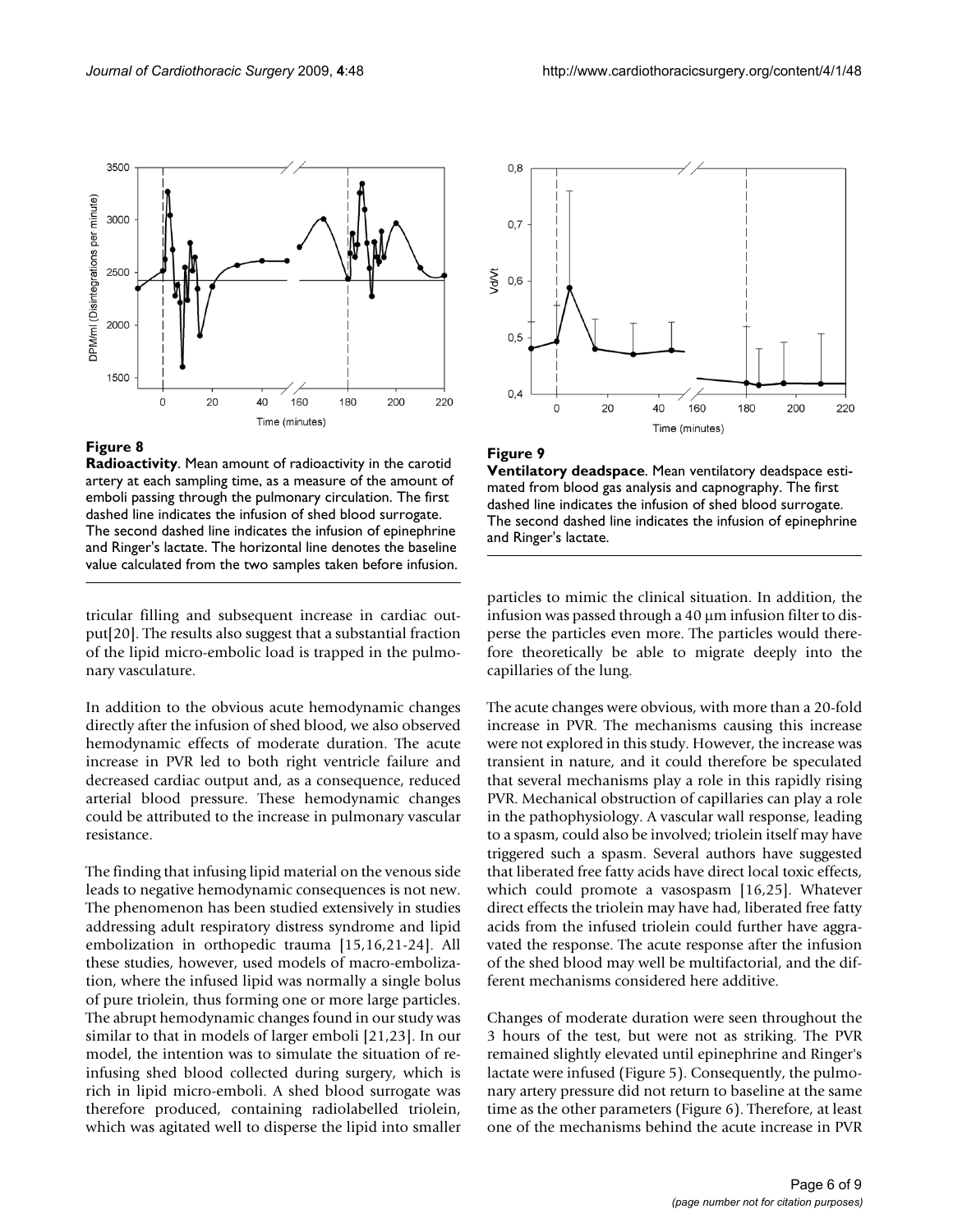**Figure 8**

**Radioactivity**. Mean amount of radioactivity in the carotid artery at each sampling time, as a measure of the amount of emboli passing through the pulmonary circulation. The first dashed line indicates the infusion of shed blood surrogate. The second dashed line indicates the infusion of epinephrine and Ringer's lactate. The horizontal line denotes the baseline value calculated from the two samples taken before infusion.

**Figure 9**

**Ventilatory deadspace**. Mean ventilatory deadspace estimated from blood gas analysis and capnography. The first dashed line indicates the infusion of shed blood surrogate. The second dashed line indicates the infusion of epinephrine and Ringer's lactate.

tricular filling and subsequent increase in cardiac output[20]. The results also suggest that a substantial fraction of the lipid micro-embolic load is trapped in the pulmonary vasculature.

In addition to the obvious acute hemodynamic changes directly after the infusion of shed blood, we also observed hemodynamic effects of moderate duration. The acute increase in PVR led to both right ventricle failure and decreased cardiac output and, as a consequence, reduced arterial blood pressure. These hemodynamic changes could be attributed to the increase in pulmonary vascular resistance.

The finding that infusing lipid material on the venous side leads to negative hemodynamic consequences is not new. The phenomenon has been studied extensively in studies addressing adult respiratory distress syndrome and lipid embolization in orthopedic trauma [15,16,21-24]. All these studies, however, used models of macro-embolization, where the infused lipid was normally a single bolus of pure triolein, thus forming one or more large particles. The abrupt hemodynamic changes found in our study was similar to that in models of larger emboli [21,23]. In our model, the intention was to simulate the situation of re-infusing shed blood collected during surgery, which is rich in lipid micro-emboli. A shed blood surrogate was therefore produced, containing radiolabelled triolein, which was agitated well to disperse the lipid into smaller particles to mimic the clinical situation. In addition, the infusion was passed through a 40 μm infusion filter to disperse the particles even more. The particles would therefore theoretically be able to migrate deeply into the capillaries of the lung.

The acute changes were obvious, with more than a 20-fold increase in PVR. The mechanisms causing this increase were not explored in this study. However, the increase was transient in nature, and it could therefore be speculated that several mechanisms play a role in this rapidly rising PVR. Mechanical obstruction of capillaries can play a role in the pathophysiology. A vascular wall response, leading to a spasm, could also be involved; triolein itself may have triggered such a spasm. Several authors have suggested that liberated free fatty acids have direct local toxic effects, which could promote a vasospasm [16,25]. Whatever direct effects the triolein may have had, liberated free fatty acids from the infused triolein could further have aggravated the response. The acute response after the infusion of the shed blood may well be multifactorial, and the different mechanisms considered here additive.

Changes of moderate duration were seen throughout the 3 hours of the test, but were not as striking. The PVR remained slightly elevated until epinephrine and Ringer's lactate were infused (Figure 5). Consequently, the pulmonary artery pressure did not return to baseline at the same time as the other parameters (Figure 6). Therefore, at least one of the mechanisms behind the acute increase in PVR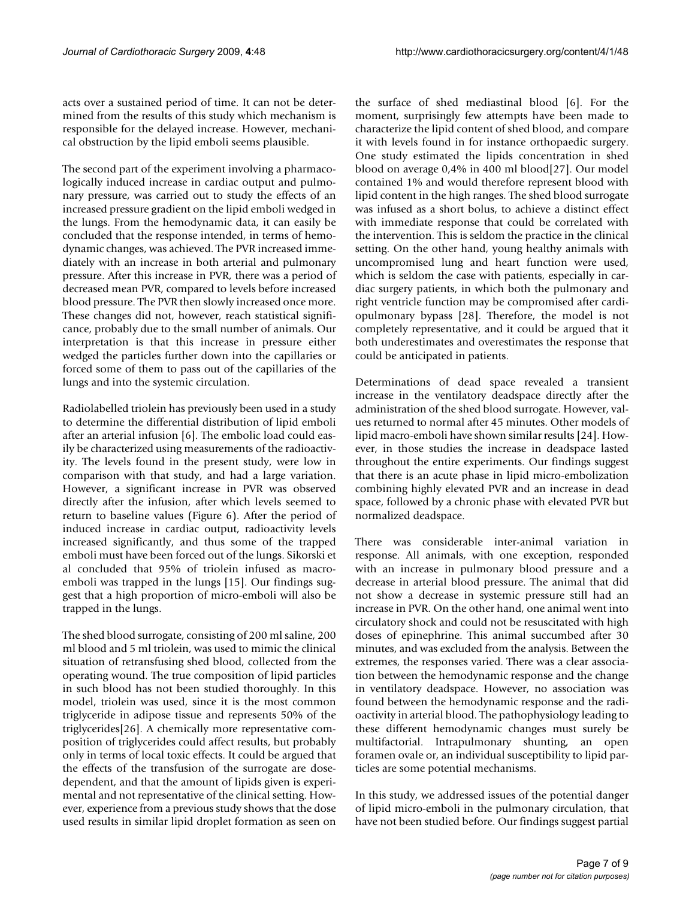acts over a sustained period of time. It can not be determined from the results of this study which mechanism is responsible for the delayed increase. However, mechanical obstruction by the lipid emboli seems plausible.

The second part of the experiment involving a pharmacologically induced increase in cardiac output and pulmonary pressure, was carried out to study the effects of an increased pressure gradient on the lipid emboli wedged in the lungs. From the hemodynamic data, it can easily be concluded that the response intended, in terms of hemodynamic changes, was achieved. The PVR increased immediately with an increase in both arterial and pulmonary pressure. After this increase in PVR, there was a period of decreased mean PVR, compared to levels before increased blood pressure. The PVR then slowly increased once more. These changes did not, however, reach statistical significance, probably due to the small number of animals. Our interpretation is that this increase in pressure either wedged the particles further down into the capillaries or forced some of them to pass out of the capillaries of the lungs and into the systemic circulation.

Radiolabelled triolein has previously been used in a study to determine the differential distribution of lipid emboli after an arterial infusion [6]. The embolic load could easily be characterized using measurements of the radioactivity. The levels found in the present study, were low in comparison with that study, and had a large variation. However, a significant increase in PVR was observed directly after the infusion, after which levels seemed to return to baseline values (Figure 6). After the period of induced increase in cardiac output, radioactivity levels increased significantly, and thus some of the trapped emboli must have been forced out of the lungs. Sikorski et al concluded that 95% of triolein infused as macro-emboli was trapped in the lungs [15]. Our findings suggest that a high proportion of micro-emboli will also be trapped in the lungs.

The shed blood surrogate, consisting of 200 ml saline, 200 ml blood and 5 ml triolein, was used to mimic the clinical situation of retransfusing shed blood, collected from the operating wound. The true composition of lipid particles in such blood has not been studied thoroughly. In this model, triolein was used, since it is the most common triglyceride in adipose tissue and represents 50% of the triglycerides[26]. A chemically more representative composition of triglycerides could affect results, but probably only in terms of local toxic effects. It could be argued that the effects of the transfusion of the surrogate are dose-dependent, and that the amount of lipids given is experimental and not representative of the clinical setting. However, experience from a previous study shows that the dose used results in similar lipid droplet formation as seen on the surface of shed mediastinal blood [6]. For the moment, surprisingly few attempts have been made to characterize the lipid content of shed blood, and compare it with levels found in for instance orthopaedic surgery. One study estimated the lipids concentration in shed blood on average 0,4% in 400 ml blood[27]. Our model contained 1% and would therefore represent blood with lipid content in the high ranges. The shed blood surrogate was infused as a short bolus, to achieve a distinct effect with immediate response that could be correlated with the intervention. This is seldom the practice in the clinical setting. On the other hand, young healthy animals with uncompromised lung and heart function were used, which is seldom the case with patients, especially in cardiac surgery patients, in which both the pulmonary and right ventricle function may be compromised after cardiopulmonary bypass [28]. Therefore, the model is not completely representative, and it could be argued that it both underestimates and overestimates the response that could be anticipated in patients.

Determinations of dead space revealed a transient increase in the ventilatory deadspace directly after the administration of the shed blood surrogate. However, values returned to normal after 45 minutes. Other models of lipid macro-emboli have shown similar results [24]. However, in those studies the increase in deadspace lasted throughout the entire experiments. Our findings suggest that there is an acute phase in lipid micro-embolization combining highly elevated PVR and an increase in dead space, followed by a chronic phase with elevated PVR but normalized deadspace.

There was considerable inter-animal variation in response. All animals, with one exception, responded with an increase in pulmonary blood pressure and a decrease in arterial blood pressure. The animal that did not show a decrease in systemic pressure still had an increase in PVR. On the other hand, one animal went into circulatory shock and could not be resuscitated with high doses of epinephrine. This animal succumbed after 30 minutes, and was excluded from the analysis. Between the extremes, the responses varied. There was a clear association between the hemodynamic response and the change in ventilatory deadspace. However, no association was found between the hemodynamic response and the radioactivity in arterial blood. The pathophysiology leading to these different hemodynamic changes must surely be multifactorial. Intrapulmonary shunting, an open foramen ovale or, an individual susceptibility to lipid particles are some potential mechanisms.

In this study, we addressed issues of the potential danger of lipid micro-emboli in the pulmonary circulation, that have not been studied before. Our findings suggest partial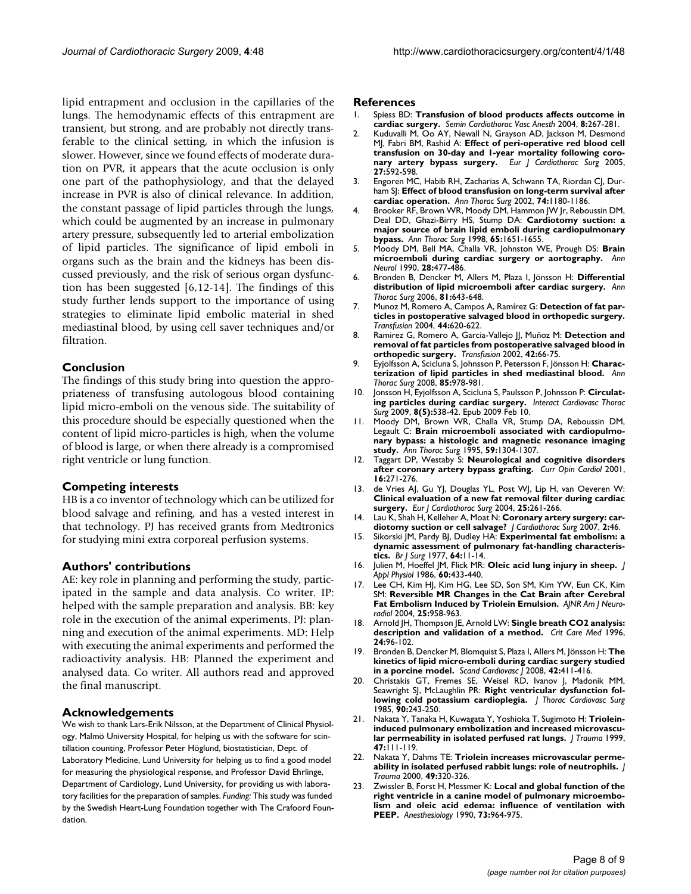lipid entrapment and occlusion in the capillaries of the lungs. The hemodynamic effects of this entrapment are transient, but strong, and are probably not directly transferable to the clinical setting, in which the infusion is slower. However, since we found effects of moderate duration on PVR, it appears that the acute occlusion is only one part of the pathophysiology, and that the delayed increase in PVR is also of clinical relevance. In addition, the constant passage of lipid particles through the lungs, which could be augmented by an increase in pulmonary artery pressure, subsequently led to arterial embolization of lipid particles. The significance of lipid emboli in organs such as the brain and the kidneys has been discussed previously, and the risk of serious organ dysfunction has been suggested [6,12-14]. The findings of this study further lends support to the importance of using strategies to eliminate lipid embolic material in shed mediastinal blood, by using cell saver techniques and/or filtration.

## Conclusion

The findings of this study bring into question the appropriateness of transfusing autologous blood containing lipid micro-emboli on the venous side. The suitability of this procedure should be especially questioned when the content of lipid micro-particles is high, when the volume of blood is large, or when there already is a compromised right ventricle or lung function.

## Competing interests

HB is a co inventor of technology which can be utilized for blood salvage and refining, and has a vested interest in that technology. PJ has received grants from Medtronics for studying mini extra corporeal perfusion systems.

## Authors' contributions

AE: key role in planning and performing the study, participated in the sample and data analysis. Co writer. IP: helped with the sample preparation and analysis. BB: key role in the execution of the animal experiments. PJ: planning and execution of the animal experiments. MD: Help with executing the animal experiments and performed the radioactivity analysis. HB: Planned the experiment and analysed data. Co writer. All authors read and approved the final manuscript.

## Acknowledgements

We wish to thank Lars-Erik Nilsson, at the Department of Clinical Physiology, Malmö University Hospital, for helping us with the software for scintillation counting, Professor Peter Höglund, biostatistician, Dept. of Laboratory Medicine, Lund University for helping us to find a good model for measuring the physiological response, and Professor David Ehrlinge, Department of Cardiology, Lund University, for providing us with laboratory facilities for the preparation of samples. *Funding:* This study was funded by the Swedish Heart-Lung Foundation together with The Crafoord Foundation.

## References

1. Spiess BD: **Transfusion of blood products affects outcome in cardiac surgery.** *Semin Cardiothorac Vasc Anesth* 2004, **8:**267-281.
2. Kuduvalli M, Oo AY, Newall N, Grayson AD, Jackson M, Desmond MJ, Fabri BM, Rashid A: **Effect of peri-operative red blood cell transfusion on 30-day and 1-year mortality following coronary artery bypass surgery.** *Eur J Cardiothorac Surg* 2005, **27:**592-598.
3. Engoren MC, Habib RH, Zacharias A, Schwann TA, Riordan CJ, Durham SJ: **Effect of blood transfusion on long-term survival after cardiac operation.** *Ann Thorac Surg* 2002, **74:**1180-1186.
4. Brooker RF, Brown WR, Moody DM, Hammon JW Jr, Reboussin DM, Deal DD, Ghazi-Birry HS, Stump DA: **Cardiotomy suction: a major source of brain lipid emboli during cardiopulmonary bypass.** *Ann Thorac Surg* 1998, **65:**1651-1655.
5. Moody DM, Bell MA, Challa VR, Johnston WE, Prough DS: **Brain microemboli during cardiac surgery or aortography.** *Ann Neurol* 1990, **28:**477-486.
6. Bronden B, Dencker M, Allers M, Plaza I, Jönsson H: **Differential distribution of lipid microemboli after cardiac surgery.** *Ann Thorac Surg* 2006, **81:**643-648.
7. Munoz M, Romero A, Campos A, Ramírez G: **Detection of fat particles in postoperative salvaged blood in orthopedic surgery.** *Transfusion* 2004, **44:**620-622.
8. Ramirez G, Romero A, Garcia-Vallejo JJ, Muñoz M: **Detection and removal of fat particles from postoperative salvaged blood in orthopedic surgery.** *Transfusion* 2002, **42:**66-75.
9. Eyjolfsson A, Scicluna S, Johnsson P, Petersson F, Jönsson H: **Characterization of lipid particles in shed mediastinal blood.** *Ann Thorac Surg* 2008, **85:**978-981.
10. Jonsson H, Eyjolfsson A, Scicluna S, Paulsson P, Johnsson P: **Circulating particles during cardiac surgery.** *Interact Cardiovasc Thorac Surg* 2009, **8(5):**538-42. Epub 2009 Feb 10.
11. Moody DM, Brown WR, Challa VR, Stump DA, Reboussin DM, Legault C: **Brain microemboli associated with cardiopulmonary bypass: a histologic and magnetic resonance imaging study.** *Ann Thorac Surg* 1995, **59:**1304-1307.
12. Taggart DP, Westaby S: **Neurological and cognitive disorders after coronary artery bypass grafting.** *Curr Opin Cardiol* 2001, **16:**271-276.
13. de Vries AJ, Gu YJ, Douglas YL, Post WJ, Lip H, van Oeveren W: **Clinical evaluation of a new fat removal filter during cardiac surgery.** *Eur J Cardiothorac Surg* 2004, **25:**261-266.
14. Lau K, Shah H, Kelleher A, Moat N: **Coronary artery surgery: cardiotomy suction or cell salvage?** *J Cardiothorac Surg* 2007, **2:**46.
15. Sikorski JM, Pardy BJ, Dudley HA: **Experimental fat embolism: a dynamic assessment of pulmonary fat-handling characteristics.** *Br J Surg* 1977, **64:**11-14.
16. Julien M, Hoeffel JM, Flick MR: **Oleic acid lung injury in sheep.** *J Appl Physiol* 1986, **60:**433-440.
17. Lee CH, Kim HJ, Kim HG, Lee SD, Son SM, Kim YW, Eun CK, Kim SM: **Reversible MR Changes in the Cat Brain after Cerebral Fat Embolism Induced by Triolein Emulsion.** *AJNR Am J Neuroradiol* 2004, **25:**958-963.
18. Arnold JH, Thompson JE, Arnold LW: **Single breath CO2 analysis: description and validation of a method.** *Crit Care Med* 1996, **24:**96-102.
19. Bronden B, Dencker M, Blomquist S, Plaza I, Allers M, Jönsson H: **The kinetics of lipid micro-emboli during cardiac surgery studied in a porcine model.** *Scand Cardiovasc J* 2008, **42:**411-416.
20. Christakis GT, Fremes SE, Weisel RD, Ivanov J, Madonik MM, Seawright SJ, McLaughlin PR: **Right ventricular dysfunction following cold potassium cardioplegia.** *J Thorac Cardiovasc Surg* 1985, **90:**243-250.
21. Nakata Y, Tanaka H, Kuwagata Y, Yoshioka T, Sugimoto H: **Triolein-induced pulmonary embolization and increased microvascular permeability in isolated perfused rat lungs.** *J Trauma* 1999, **47:**111-119.
22. Nakata Y, Dahms TE: **Triolein increases microvascular permeability in isolated perfused rabbit lungs: role of neutrophils.** *J Trauma* 2000, **49:**320-326.
23. Zwissler B, Forst H, Messmer K: **Local and global function of the right ventricle in a canine model of pulmonary microembolism and oleic acid edema: influence of ventilation with PEEP.** *Anesthesiology* 1990, **73:**964-975.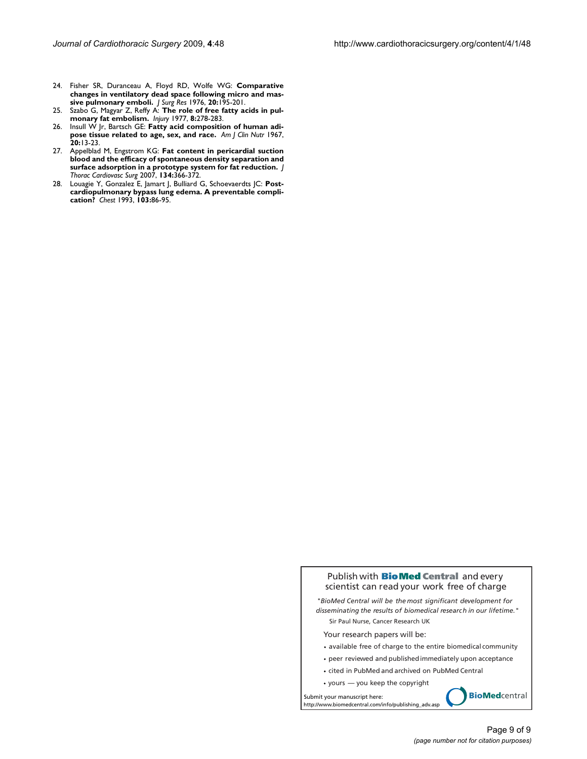24. Fisher SR, Duranceau A, Floyd RD, Wolfe WG: **Comparative changes in ventilatory dead space following micro and massive pulmonary emboli.** *J Surg Res* 1976, **20:**195-201.
25. Szabo G, Magyar Z, Reffy A: **The role of free fatty acids in pulmonary fat embolism.** *Injury* 1977, **8:**278-283.
26. Insull W Jr, Bartsch GE: **Fatty acid composition of human adipose tissue related to age, sex, and race.** *Am J Clin Nutr* 1967, **20:**13-23.
27. Appelblad M, Engstrom KG: **Fat content in pericardial suction blood and the efficacy of spontaneous density separation and surface adsorption in a prototype system for fat reduction.** *J Thorac Cardiovasc Surg* 2007, **134:**366-372.
28. Louagie Y, Gonzalez E, Jamart J, Bulliard G, Schoevaerdts JC: **Post-cardiopulmonary bypass lung edema. A preventable complication?** *Chest* 1993, **103:**86-95.

Publish with **BioMed Central** and every scientist can read your work free of charge

*"BioMed Central will be the most significant development for disseminating the results of biomedical research in our lifetime."*

Sir Paul Nurse, Cancer Research UK

Your research papers will be:

- available free of charge to the entire biomedical community
- peer reviewed and published immediately upon acceptance
- cited in PubMed and archived on PubMed Central
- yours — you keep the copyright

Submit your manuscript here:
http://www.biomedcentral.com/info/publishing_adv.asp

**BioMed**central